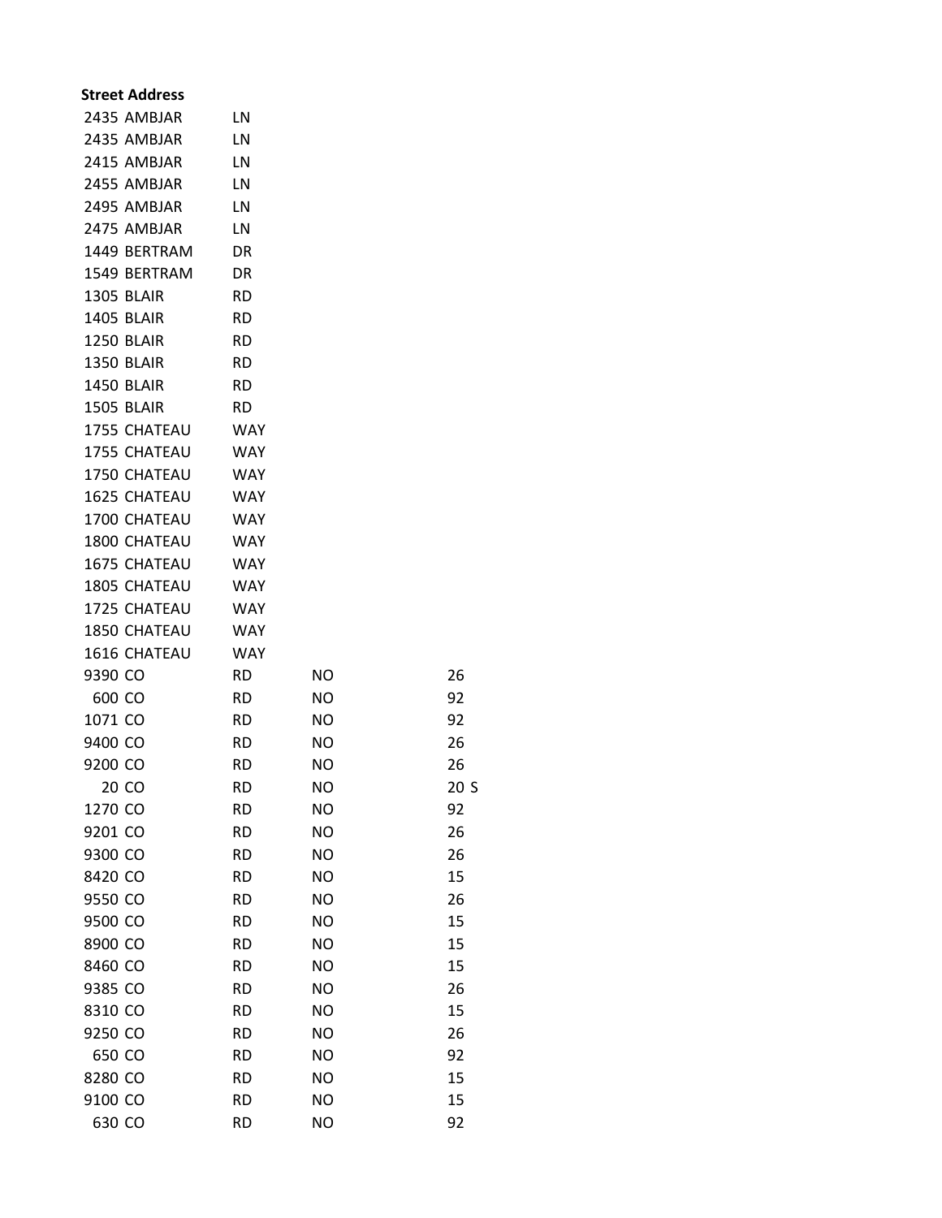| Street Address | | | | |
|---|---|---|---|---|
| 2435 AMBJAR | LN | | | |
| 2435 AMBJAR | LN | | | |
| 2415 AMBJAR | LN | | | |
| 2455 AMBJAR | LN | | | |
| 2495 AMBJAR | LN | | | |
| 2475 AMBJAR | LN | | | |
| 1449 BERTRAM | DR | | | |
| 1549 BERTRAM | DR | | | |
| 1305 BLAIR | RD | | | |
| 1405 BLAIR | RD | | | |
| 1250 BLAIR | RD | | | |
| 1350 BLAIR | RD | | | |
| 1450 BLAIR | RD | | | |
| 1505 BLAIR | RD | | | |
| 1755 CHATEAU | WAY | | | |
| 1755 CHATEAU | WAY | | | |
| 1750 CHATEAU | WAY | | | |
| 1625 CHATEAU | WAY | | | |
| 1700 CHATEAU | WAY | | | |
| 1800 CHATEAU | WAY | | | |
| 1675 CHATEAU | WAY | | | |
| 1805 CHATEAU | WAY | | | |
| 1725 CHATEAU | WAY | | | |
| 1850 CHATEAU | WAY | | | |
| 1616 CHATEAU | WAY | | | |
| 9390 CO | RD | NO | 26 | |
| 600 CO | RD | NO | 92 | |
| 1071 CO | RD | NO | 92 | |
| 9400 CO | RD | NO | 26 | |
| 9200 CO | RD | NO | 26 | |
| 20 CO | RD | NO | 20 | S |
| 1270 CO | RD | NO | 92 | |
| 9201 CO | RD | NO | 26 | |
| 9300 CO | RD | NO | 26 | |
| 8420 CO | RD | NO | 15 | |
| 9550 CO | RD | NO | 26 | |
| 9500 CO | RD | NO | 15 | |
| 8900 CO | RD | NO | 15 | |
| 8460 CO | RD | NO | 15 | |
| 9385 CO | RD | NO | 26 | |
| 8310 CO | RD | NO | 15 | |
| 9250 CO | RD | NO | 26 | |
| 650 CO | RD | NO | 92 | |
| 8280 CO | RD | NO | 15 | |
| 9100 CO | RD | NO | 15 | |
| 630 CO | RD | NO | 92 | |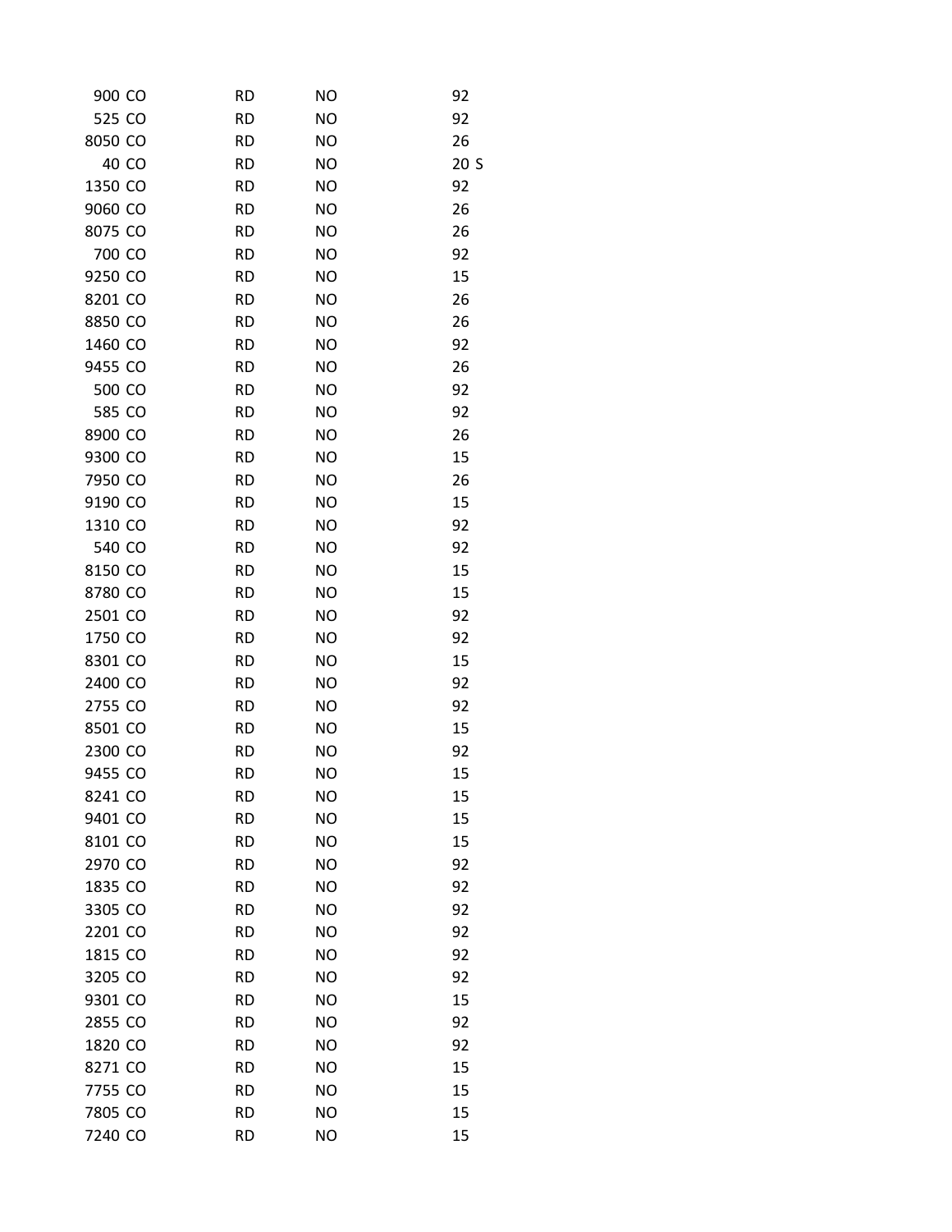| | | | | | |
|---|---|---|---|---|---|
| 900 | CO | RD | NO | 92 | |
| 525 | CO | RD | NO | 92 | |
| 8050 | CO | RD | NO | 26 | |
| 40 | CO | RD | NO | 20 | S |
| 1350 | CO | RD | NO | 92 | |
| 9060 | CO | RD | NO | 26 | |
| 8075 | CO | RD | NO | 26 | |
| 700 | CO | RD | NO | 92 | |
| 9250 | CO | RD | NO | 15 | |
| 8201 | CO | RD | NO | 26 | |
| 8850 | CO | RD | NO | 26 | |
| 1460 | CO | RD | NO | 92 | |
| 9455 | CO | RD | NO | 26 | |
| 500 | CO | RD | NO | 92 | |
| 585 | CO | RD | NO | 92 | |
| 8900 | CO | RD | NO | 26 | |
| 9300 | CO | RD | NO | 15 | |
| 7950 | CO | RD | NO | 26 | |
| 9190 | CO | RD | NO | 15 | |
| 1310 | CO | RD | NO | 92 | |
| 540 | CO | RD | NO | 92 | |
| 8150 | CO | RD | NO | 15 | |
| 8780 | CO | RD | NO | 15 | |
| 2501 | CO | RD | NO | 92 | |
| 1750 | CO | RD | NO | 92 | |
| 8301 | CO | RD | NO | 15 | |
| 2400 | CO | RD | NO | 92 | |
| 2755 | CO | RD | NO | 92 | |
| 8501 | CO | RD | NO | 15 | |
| 2300 | CO | RD | NO | 92 | |
| 9455 | CO | RD | NO | 15 | |
| 8241 | CO | RD | NO | 15 | |
| 9401 | CO | RD | NO | 15 | |
| 8101 | CO | RD | NO | 15 | |
| 2970 | CO | RD | NO | 92 | |
| 1835 | CO | RD | NO | 92 | |
| 3305 | CO | RD | NO | 92 | |
| 2201 | CO | RD | NO | 92 | |
| 1815 | CO | RD | NO | 92 | |
| 3205 | CO | RD | NO | 92 | |
| 9301 | CO | RD | NO | 15 | |
| 2855 | CO | RD | NO | 92 | |
| 1820 | CO | RD | NO | 92 | |
| 8271 | CO | RD | NO | 15 | |
| 7755 | CO | RD | NO | 15 | |
| 7805 | CO | RD | NO | 15 | |
| 7240 | CO | RD | NO | 15 | |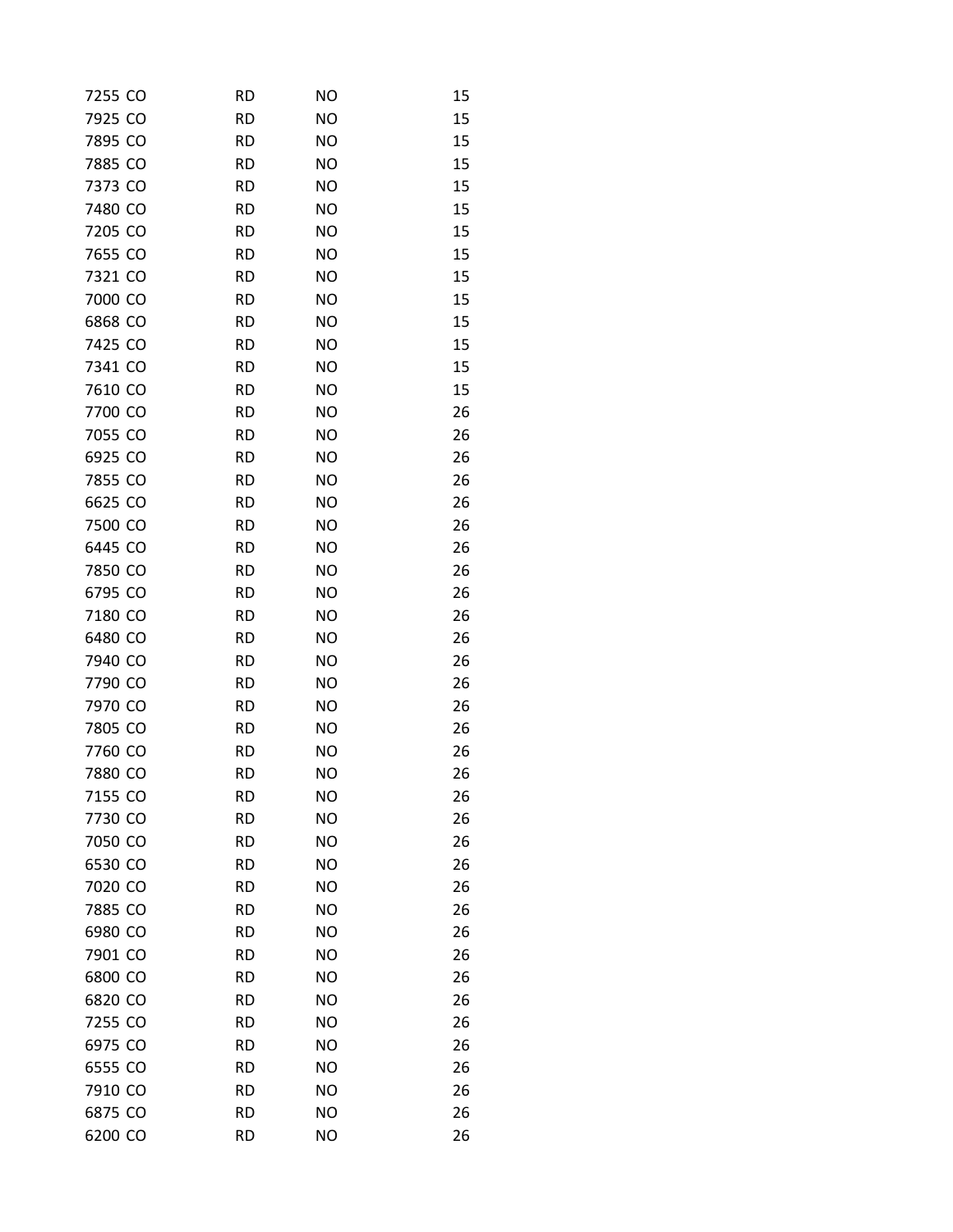| | | | | |
|---|---|---|---|---|
| 7255 | CO | RD | NO | 15 |
| 7925 | CO | RD | NO | 15 |
| 7895 | CO | RD | NO | 15 |
| 7885 | CO | RD | NO | 15 |
| 7373 | CO | RD | NO | 15 |
| 7480 | CO | RD | NO | 15 |
| 7205 | CO | RD | NO | 15 |
| 7655 | CO | RD | NO | 15 |
| 7321 | CO | RD | NO | 15 |
| 7000 | CO | RD | NO | 15 |
| 6868 | CO | RD | NO | 15 |
| 7425 | CO | RD | NO | 15 |
| 7341 | CO | RD | NO | 15 |
| 7610 | CO | RD | NO | 15 |
| 7700 | CO | RD | NO | 26 |
| 7055 | CO | RD | NO | 26 |
| 6925 | CO | RD | NO | 26 |
| 7855 | CO | RD | NO | 26 |
| 6625 | CO | RD | NO | 26 |
| 7500 | CO | RD | NO | 26 |
| 6445 | CO | RD | NO | 26 |
| 7850 | CO | RD | NO | 26 |
| 6795 | CO | RD | NO | 26 |
| 7180 | CO | RD | NO | 26 |
| 6480 | CO | RD | NO | 26 |
| 7940 | CO | RD | NO | 26 |
| 7790 | CO | RD | NO | 26 |
| 7970 | CO | RD | NO | 26 |
| 7805 | CO | RD | NO | 26 |
| 7760 | CO | RD | NO | 26 |
| 7880 | CO | RD | NO | 26 |
| 7155 | CO | RD | NO | 26 |
| 7730 | CO | RD | NO | 26 |
| 7050 | CO | RD | NO | 26 |
| 6530 | CO | RD | NO | 26 |
| 7020 | CO | RD | NO | 26 |
| 7885 | CO | RD | NO | 26 |
| 6980 | CO | RD | NO | 26 |
| 7901 | CO | RD | NO | 26 |
| 6800 | CO | RD | NO | 26 |
| 6820 | CO | RD | NO | 26 |
| 7255 | CO | RD | NO | 26 |
| 6975 | CO | RD | NO | 26 |
| 6555 | CO | RD | NO | 26 |
| 7910 | CO | RD | NO | 26 |
| 6875 | CO | RD | NO | 26 |
| 6200 | CO | RD | NO | 26 |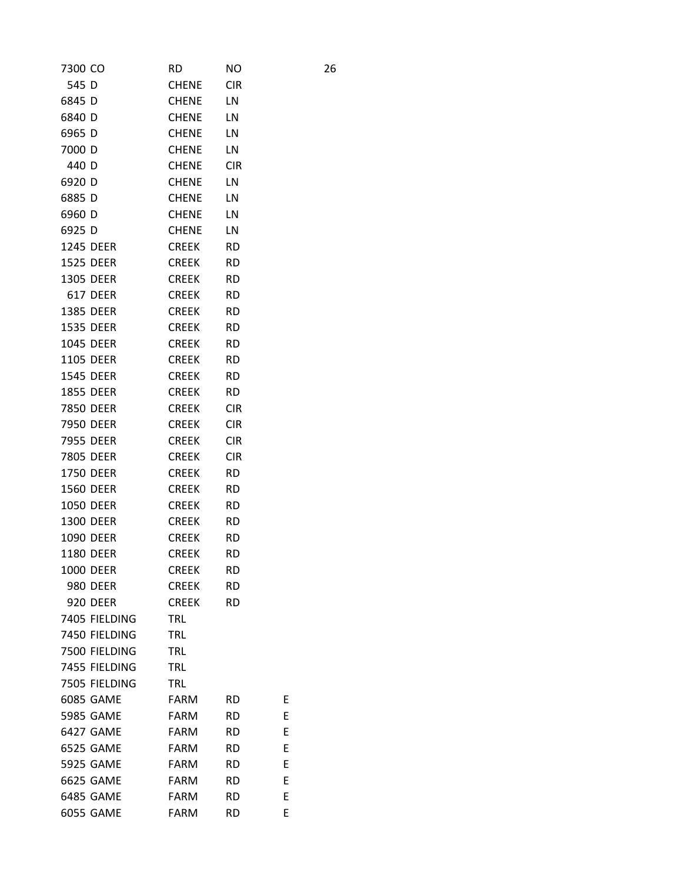| | | | | | |
|---|---|---|---|---|---|
| 7300 | CO | RD | NO | | 26 |
| 545 | D | CHENE | CIR | | |
| 6845 | D | CHENE | LN | | |
| 6840 | D | CHENE | LN | | |
| 6965 | D | CHENE | LN | | |
| 7000 | D | CHENE | LN | | |
| 440 | D | CHENE | CIR | | |
| 6920 | D | CHENE | LN | | |
| 6885 | D | CHENE | LN | | |
| 6960 | D | CHENE | LN | | |
| 6925 | D | CHENE | LN | | |
| 1245 | DEER | CREEK | RD | | |
| 1525 | DEER | CREEK | RD | | |
| 1305 | DEER | CREEK | RD | | |
| 617 | DEER | CREEK | RD | | |
| 1385 | DEER | CREEK | RD | | |
| 1535 | DEER | CREEK | RD | | |
| 1045 | DEER | CREEK | RD | | |
| 1105 | DEER | CREEK | RD | | |
| 1545 | DEER | CREEK | RD | | |
| 1855 | DEER | CREEK | RD | | |
| 7850 | DEER | CREEK | CIR | | |
| 7950 | DEER | CREEK | CIR | | |
| 7955 | DEER | CREEK | CIR | | |
| 7805 | DEER | CREEK | CIR | | |
| 1750 | DEER | CREEK | RD | | |
| 1560 | DEER | CREEK | RD | | |
| 1050 | DEER | CREEK | RD | | |
| 1300 | DEER | CREEK | RD | | |
| 1090 | DEER | CREEK | RD | | |
| 1180 | DEER | CREEK | RD | | |
| 1000 | DEER | CREEK | RD | | |
| 980 | DEER | CREEK | RD | | |
| 920 | DEER | CREEK | RD | | |
| 7405 | FIELDING | TRL | | | |
| 7450 | FIELDING | TRL | | | |
| 7500 | FIELDING | TRL | | | |
| 7455 | FIELDING | TRL | | | |
| 7505 | FIELDING | TRL | | | |
| 6085 | GAME | FARM | RD | E | |
| 5985 | GAME | FARM | RD | E | |
| 6427 | GAME | FARM | RD | E | |
| 6525 | GAME | FARM | RD | E | |
| 5925 | GAME | FARM | RD | E | |
| 6625 | GAME | FARM | RD | E | |
| 6485 | GAME | FARM | RD | E | |
| 6055 | GAME | FARM | RD | E | |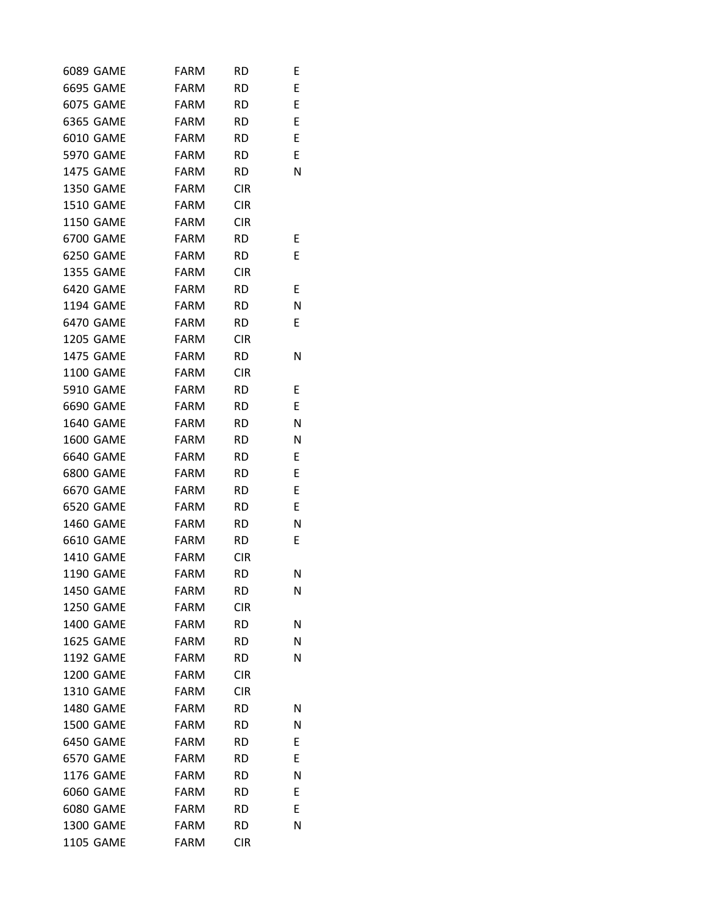| | | | | |
|---|---|---|---|---|
| 6089 | GAME | FARM | RD | E |
| 6695 | GAME | FARM | RD | E |
| 6075 | GAME | FARM | RD | E |
| 6365 | GAME | FARM | RD | E |
| 6010 | GAME | FARM | RD | E |
| 5970 | GAME | FARM | RD | E |
| 1475 | GAME | FARM | RD | N |
| 1350 | GAME | FARM | CIR | |
| 1510 | GAME | FARM | CIR | |
| 1150 | GAME | FARM | CIR | |
| 6700 | GAME | FARM | RD | E |
| 6250 | GAME | FARM | RD | E |
| 1355 | GAME | FARM | CIR | |
| 6420 | GAME | FARM | RD | E |
| 1194 | GAME | FARM | RD | N |
| 6470 | GAME | FARM | RD | E |
| 1205 | GAME | FARM | CIR | |
| 1475 | GAME | FARM | RD | N |
| 1100 | GAME | FARM | CIR | |
| 5910 | GAME | FARM | RD | E |
| 6690 | GAME | FARM | RD | E |
| 1640 | GAME | FARM | RD | N |
| 1600 | GAME | FARM | RD | N |
| 6640 | GAME | FARM | RD | E |
| 6800 | GAME | FARM | RD | E |
| 6670 | GAME | FARM | RD | E |
| 6520 | GAME | FARM | RD | E |
| 1460 | GAME | FARM | RD | N |
| 6610 | GAME | FARM | RD | E |
| 1410 | GAME | FARM | CIR | |
| 1190 | GAME | FARM | RD | N |
| 1450 | GAME | FARM | RD | N |
| 1250 | GAME | FARM | CIR | |
| 1400 | GAME | FARM | RD | N |
| 1625 | GAME | FARM | RD | N |
| 1192 | GAME | FARM | RD | N |
| 1200 | GAME | FARM | CIR | |
| 1310 | GAME | FARM | CIR | |
| 1480 | GAME | FARM | RD | N |
| 1500 | GAME | FARM | RD | N |
| 6450 | GAME | FARM | RD | E |
| 6570 | GAME | FARM | RD | E |
| 1176 | GAME | FARM | RD | N |
| 6060 | GAME | FARM | RD | E |
| 6080 | GAME | FARM | RD | E |
| 1300 | GAME | FARM | RD | N |
| 1105 | GAME | FARM | CIR | |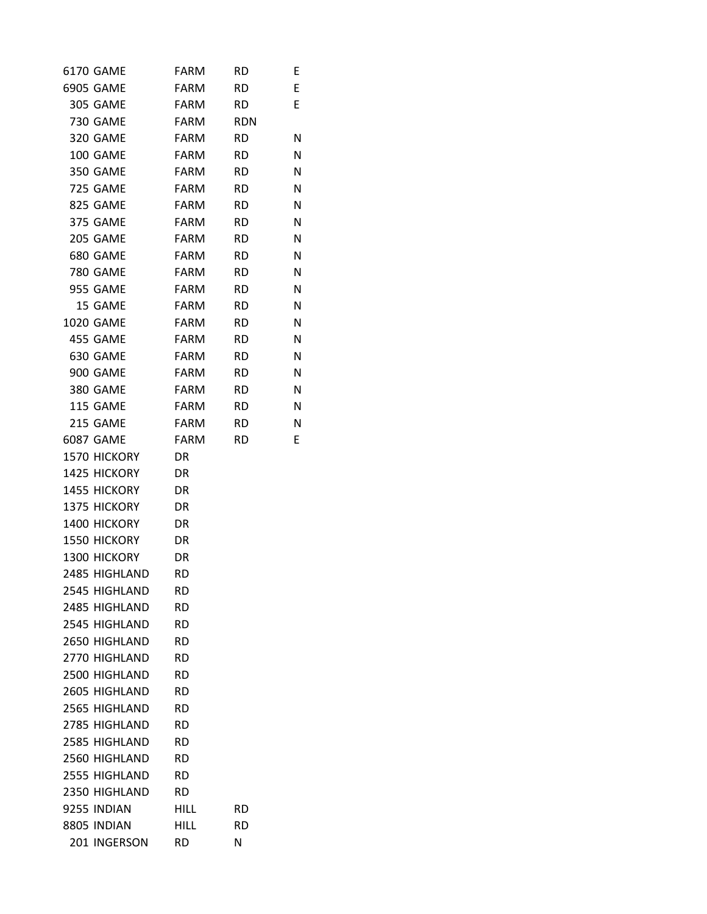| | | | | |
|---|---|---|---|---|
| 6170 | GAME | FARM | RD | E |
| 6905 | GAME | FARM | RD | E |
| 305 | GAME | FARM | RD | E |
| 730 | GAME | FARM | RDN | |
| 320 | GAME | FARM | RD | N |
| 100 | GAME | FARM | RD | N |
| 350 | GAME | FARM | RD | N |
| 725 | GAME | FARM | RD | N |
| 825 | GAME | FARM | RD | N |
| 375 | GAME | FARM | RD | N |
| 205 | GAME | FARM | RD | N |
| 680 | GAME | FARM | RD | N |
| 780 | GAME | FARM | RD | N |
| 955 | GAME | FARM | RD | N |
| 15 | GAME | FARM | RD | N |
| 1020 | GAME | FARM | RD | N |
| 455 | GAME | FARM | RD | N |
| 630 | GAME | FARM | RD | N |
| 900 | GAME | FARM | RD | N |
| 380 | GAME | FARM | RD | N |
| 115 | GAME | FARM | RD | N |
| 215 | GAME | FARM | RD | N |
| 6087 | GAME | FARM | RD | E |
| 1570 | HICKORY | DR | | |
| 1425 | HICKORY | DR | | |
| 1455 | HICKORY | DR | | |
| 1375 | HICKORY | DR | | |
| 1400 | HICKORY | DR | | |
| 1550 | HICKORY | DR | | |
| 1300 | HICKORY | DR | | |
| 2485 | HIGHLAND | RD | | |
| 2545 | HIGHLAND | RD | | |
| 2485 | HIGHLAND | RD | | |
| 2545 | HIGHLAND | RD | | |
| 2650 | HIGHLAND | RD | | |
| 2770 | HIGHLAND | RD | | |
| 2500 | HIGHLAND | RD | | |
| 2605 | HIGHLAND | RD | | |
| 2565 | HIGHLAND | RD | | |
| 2785 | HIGHLAND | RD | | |
| 2585 | HIGHLAND | RD | | |
| 2560 | HIGHLAND | RD | | |
| 2555 | HIGHLAND | RD | | |
| 2350 | HIGHLAND | RD | | |
| 9255 | INDIAN | HILL | RD | |
| 8805 | INDIAN | HILL | RD | |
| 201 | INGERSON | RD | N | |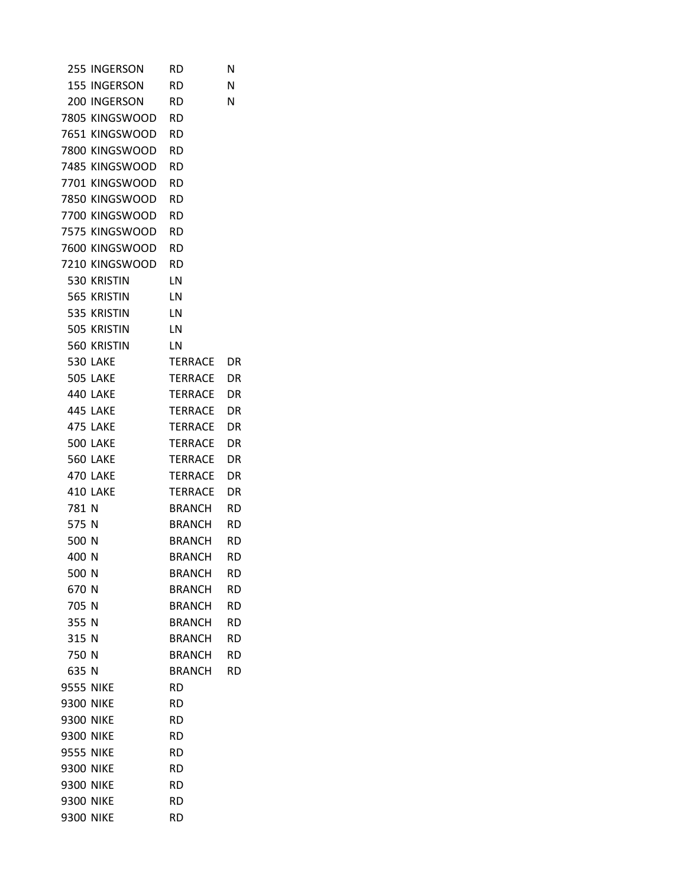| | | | |
|---|---|---|---|
| 255 | INGERSON | RD | N |
| 155 | INGERSON | RD | N |
| 200 | INGERSON | RD | N |
| 7805 | KINGSWOOD | RD | |
| 7651 | KINGSWOOD | RD | |
| 7800 | KINGSWOOD | RD | |
| 7485 | KINGSWOOD | RD | |
| 7701 | KINGSWOOD | RD | |
| 7850 | KINGSWOOD | RD | |
| 7700 | KINGSWOOD | RD | |
| 7575 | KINGSWOOD | RD | |
| 7600 | KINGSWOOD | RD | |
| 7210 | KINGSWOOD | RD | |
| 530 | KRISTIN | LN | |
| 565 | KRISTIN | LN | |
| 535 | KRISTIN | LN | |
| 505 | KRISTIN | LN | |
| 560 | KRISTIN | LN | |
| 530 | LAKE | TERRACE | DR |
| 505 | LAKE | TERRACE | DR |
| 440 | LAKE | TERRACE | DR |
| 445 | LAKE | TERRACE | DR |
| 475 | LAKE | TERRACE | DR |
| 500 | LAKE | TERRACE | DR |
| 560 | LAKE | TERRACE | DR |
| 470 | LAKE | TERRACE | DR |
| 410 | LAKE | TERRACE | DR |
| 781 | N | BRANCH | RD |
| 575 | N | BRANCH | RD |
| 500 | N | BRANCH | RD |
| 400 | N | BRANCH | RD |
| 500 | N | BRANCH | RD |
| 670 | N | BRANCH | RD |
| 705 | N | BRANCH | RD |
| 355 | N | BRANCH | RD |
| 315 | N | BRANCH | RD |
| 750 | N | BRANCH | RD |
| 635 | N | BRANCH | RD |
| 9555 | NIKE | RD | |
| 9300 | NIKE | RD | |
| 9300 | NIKE | RD | |
| 9300 | NIKE | RD | |
| 9555 | NIKE | RD | |
| 9300 | NIKE | RD | |
| 9300 | NIKE | RD | |
| 9300 | NIKE | RD | |
| 9300 | NIKE | RD | |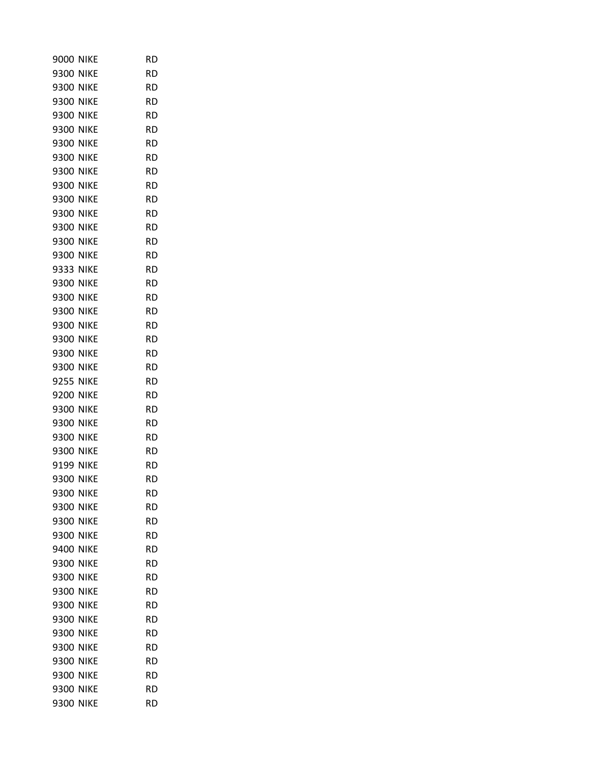| | | |
|---|---|---|
| 9000 | NIKE | RD |
| 9300 | NIKE | RD |
| 9300 | NIKE | RD |
| 9300 | NIKE | RD |
| 9300 | NIKE | RD |
| 9300 | NIKE | RD |
| 9300 | NIKE | RD |
| 9300 | NIKE | RD |
| 9300 | NIKE | RD |
| 9300 | NIKE | RD |
| 9300 | NIKE | RD |
| 9300 | NIKE | RD |
| 9300 | NIKE | RD |
| 9300 | NIKE | RD |
| 9300 | NIKE | RD |
| 9333 | NIKE | RD |
| 9300 | NIKE | RD |
| 9300 | NIKE | RD |
| 9300 | NIKE | RD |
| 9300 | NIKE | RD |
| 9300 | NIKE | RD |
| 9300 | NIKE | RD |
| 9300 | NIKE | RD |
| 9255 | NIKE | RD |
| 9200 | NIKE | RD |
| 9300 | NIKE | RD |
| 9300 | NIKE | RD |
| 9300 | NIKE | RD |
| 9300 | NIKE | RD |
| 9199 | NIKE | RD |
| 9300 | NIKE | RD |
| 9300 | NIKE | RD |
| 9300 | NIKE | RD |
| 9300 | NIKE | RD |
| 9300 | NIKE | RD |
| 9400 | NIKE | RD |
| 9300 | NIKE | RD |
| 9300 | NIKE | RD |
| 9300 | NIKE | RD |
| 9300 | NIKE | RD |
| 9300 | NIKE | RD |
| 9300 | NIKE | RD |
| 9300 | NIKE | RD |
| 9300 | NIKE | RD |
| 9300 | NIKE | RD |
| 9300 | NIKE | RD |
| 9300 | NIKE | RD |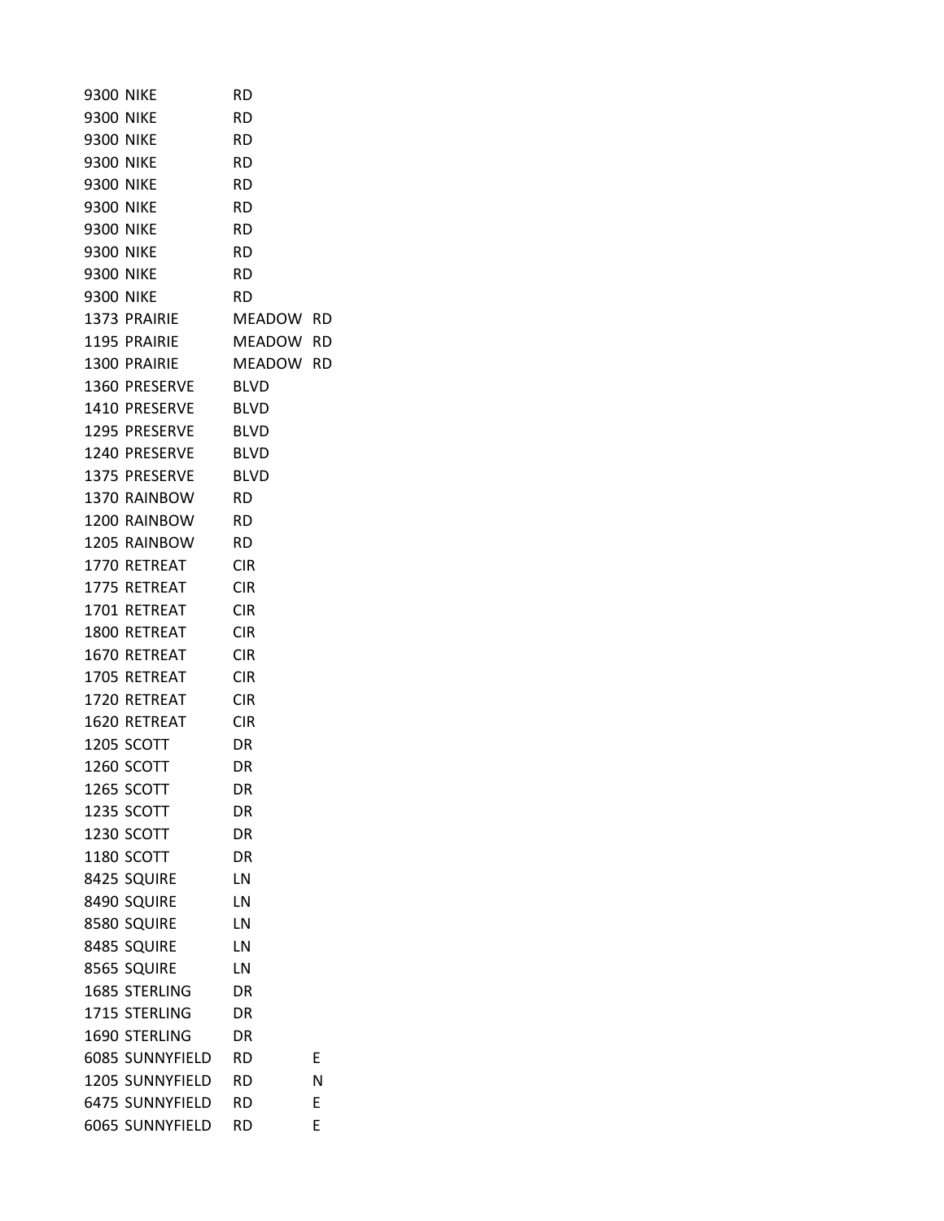| | | | |
|---|---|---|---|
| 9300 | NIKE | RD | |
| 9300 | NIKE | RD | |
| 9300 | NIKE | RD | |
| 9300 | NIKE | RD | |
| 9300 | NIKE | RD | |
| 9300 | NIKE | RD | |
| 9300 | NIKE | RD | |
| 9300 | NIKE | RD | |
| 9300 | NIKE | RD | |
| 9300 | NIKE | RD | |
| 1373 | PRAIRIE | MEADOW | RD |
| 1195 | PRAIRIE | MEADOW | RD |
| 1300 | PRAIRIE | MEADOW | RD |
| 1360 | PRESERVE | BLVD | |
| 1410 | PRESERVE | BLVD | |
| 1295 | PRESERVE | BLVD | |
| 1240 | PRESERVE | BLVD | |
| 1375 | PRESERVE | BLVD | |
| 1370 | RAINBOW | RD | |
| 1200 | RAINBOW | RD | |
| 1205 | RAINBOW | RD | |
| 1770 | RETREAT | CIR | |
| 1775 | RETREAT | CIR | |
| 1701 | RETREAT | CIR | |
| 1800 | RETREAT | CIR | |
| 1670 | RETREAT | CIR | |
| 1705 | RETREAT | CIR | |
| 1720 | RETREAT | CIR | |
| 1620 | RETREAT | CIR | |
| 1205 | SCOTT | DR | |
| 1260 | SCOTT | DR | |
| 1265 | SCOTT | DR | |
| 1235 | SCOTT | DR | |
| 1230 | SCOTT | DR | |
| 1180 | SCOTT | DR | |
| 8425 | SQUIRE | LN | |
| 8490 | SQUIRE | LN | |
| 8580 | SQUIRE | LN | |
| 8485 | SQUIRE | LN | |
| 8565 | SQUIRE | LN | |
| 1685 | STERLING | DR | |
| 1715 | STERLING | DR | |
| 1690 | STERLING | DR | |
| 6085 | SUNNYFIELD | RD | E |
| 1205 | SUNNYFIELD | RD | N |
| 6475 | SUNNYFIELD | RD | E |
| 6065 | SUNNYFIELD | RD | E |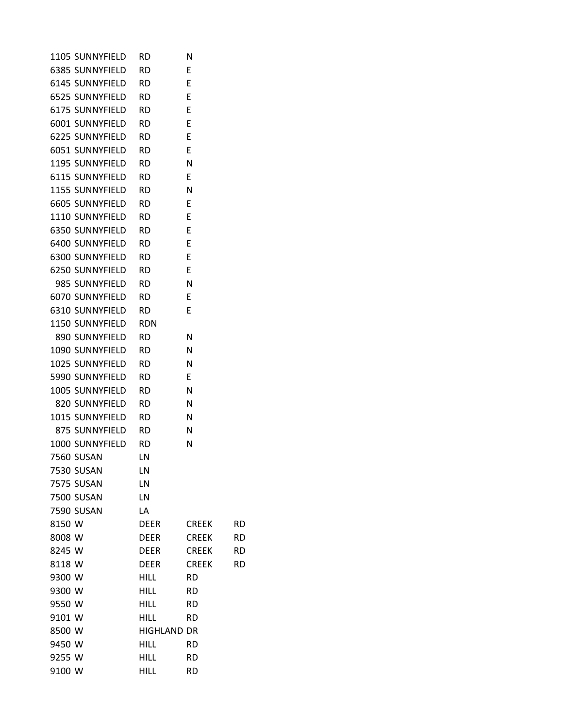| | | | | |
|---|---|---|---|---|
| 1105 | SUNNYFIELD | RD | N | |
| 6385 | SUNNYFIELD | RD | E | |
| 6145 | SUNNYFIELD | RD | E | |
| 6525 | SUNNYFIELD | RD | E | |
| 6175 | SUNNYFIELD | RD | E | |
| 6001 | SUNNYFIELD | RD | E | |
| 6225 | SUNNYFIELD | RD | E | |
| 6051 | SUNNYFIELD | RD | E | |
| 1195 | SUNNYFIELD | RD | N | |
| 6115 | SUNNYFIELD | RD | E | |
| 1155 | SUNNYFIELD | RD | N | |
| 6605 | SUNNYFIELD | RD | E | |
| 1110 | SUNNYFIELD | RD | E | |
| 6350 | SUNNYFIELD | RD | E | |
| 6400 | SUNNYFIELD | RD | E | |
| 6300 | SUNNYFIELD | RD | E | |
| 6250 | SUNNYFIELD | RD | E | |
| 985 | SUNNYFIELD | RD | N | |
| 6070 | SUNNYFIELD | RD | E | |
| 6310 | SUNNYFIELD | RD | E | |
| 1150 | SUNNYFIELD | RDN | | |
| 890 | SUNNYFIELD | RD | N | |
| 1090 | SUNNYFIELD | RD | N | |
| 1025 | SUNNYFIELD | RD | N | |
| 5990 | SUNNYFIELD | RD | E | |
| 1005 | SUNNYFIELD | RD | N | |
| 820 | SUNNYFIELD | RD | N | |
| 1015 | SUNNYFIELD | RD | N | |
| 875 | SUNNYFIELD | RD | N | |
| 1000 | SUNNYFIELD | RD | N | |
| 7560 | SUSAN | LN | | |
| 7530 | SUSAN | LN | | |
| 7575 | SUSAN | LN | | |
| 7500 | SUSAN | LN | | |
| 7590 | SUSAN | LA | | |
| 8150 | W | DEER | CREEK | RD |
| 8008 | W | DEER | CREEK | RD |
| 8245 | W | DEER | CREEK | RD |
| 8118 | W | DEER | CREEK | RD |
| 9300 | W | HILL | RD | |
| 9300 | W | HILL | RD | |
| 9550 | W | HILL | RD | |
| 9101 | W | HILL | RD | |
| 8500 | W | HIGHLAND | DR | |
| 9450 | W | HILL | RD | |
| 9255 | W | HILL | RD | |
| 9100 | W | HILL | RD | |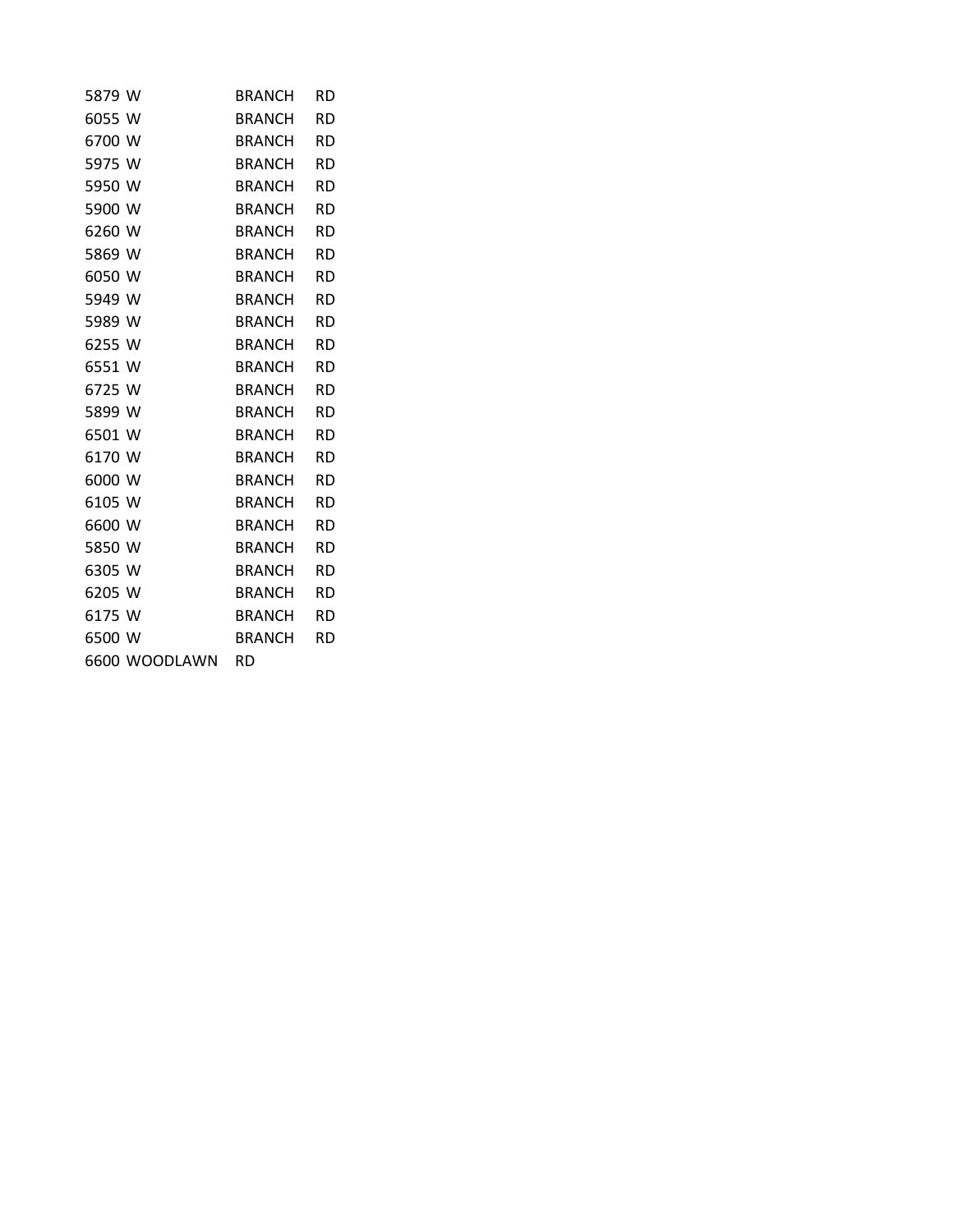| | | | |
|---|---|---|---|
| 5879 | W | BRANCH | RD |
| 6055 | W | BRANCH | RD |
| 6700 | W | BRANCH | RD |
| 5975 | W | BRANCH | RD |
| 5950 | W | BRANCH | RD |
| 5900 | W | BRANCH | RD |
| 6260 | W | BRANCH | RD |
| 5869 | W | BRANCH | RD |
| 6050 | W | BRANCH | RD |
| 5949 | W | BRANCH | RD |
| 5989 | W | BRANCH | RD |
| 6255 | W | BRANCH | RD |
| 6551 | W | BRANCH | RD |
| 6725 | W | BRANCH | RD |
| 5899 | W | BRANCH | RD |
| 6501 | W | BRANCH | RD |
| 6170 | W | BRANCH | RD |
| 6000 | W | BRANCH | RD |
| 6105 | W | BRANCH | RD |
| 6600 | W | BRANCH | RD |
| 5850 | W | BRANCH | RD |
| 6305 | W | BRANCH | RD |
| 6205 | W | BRANCH | RD |
| 6175 | W | BRANCH | RD |
| 6500 | W | BRANCH | RD |
| 6600 | WOODLAWN | RD | |